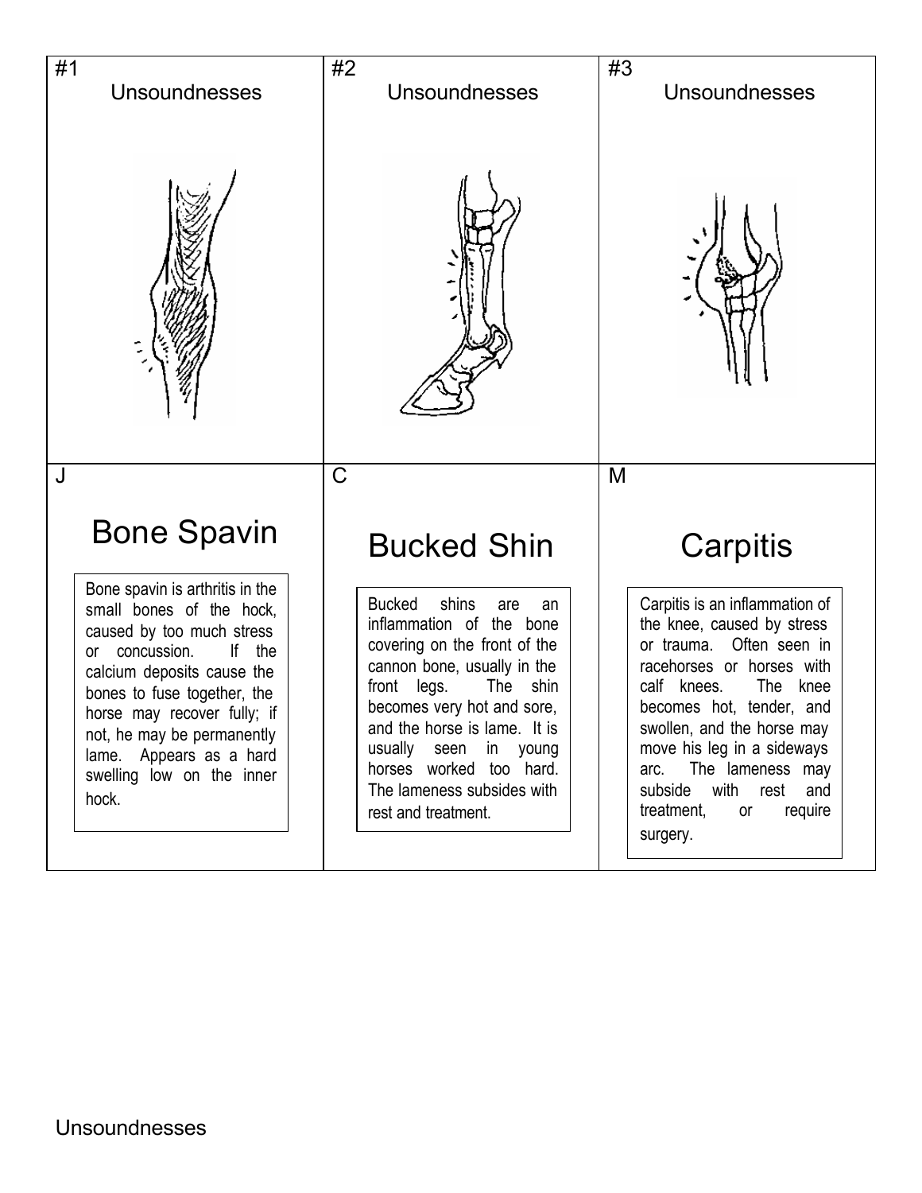| #1 Unsoundnesses | #2 Unsoundnesses | #3 Unsoundnesses |
| --- | --- | --- |
| J | C | M |
| **Bone Spavin** | **Bucked Shin** | **Carpitis** |
| Bone spavin is arthritis in the small bones of the hock, caused by too much stress or concussion. If the calcium deposits cause the bones to fuse together, the horse may recover fully; if not, he may be permanently lame. Appears as a hard swelling low on the inner hock. | Bucked shins are an inflammation of the bone covering on the front of the cannon bone, usually in the front legs. The shin becomes very hot and sore, and the horse is lame. It is usually seen in young horses worked too hard. The lameness subsides with rest and treatment. | Carpitis is an inflammation of the knee, caused by stress or trauma. Often seen in racehorses or horses with calf knees. The knee becomes hot, tender, and swollen, and the horse may move his leg in a sideways arc. The lameness may subside with rest and treatment, or require surgery. |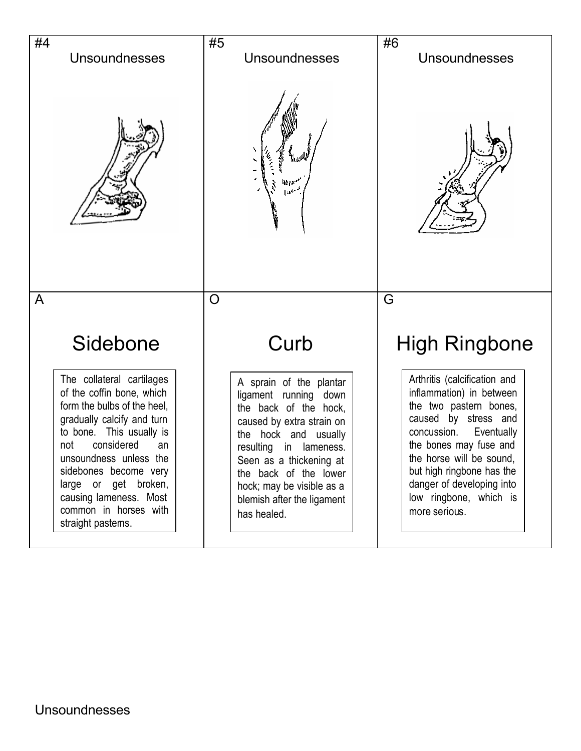| #4 Unsoundnesses | #5 Unsoundnesses | #6 Unsoundnesses |
|---|---|---|
| A | O | G |
| **Sidebone** | **Curb** | **High Ringbone** |
| The collateral cartilages of the coffin bone, which form the bulbs of the heel, gradually calcify and turn to bone. This usually is not considered an unsoundness unless the sidebones become very large or get broken, causing lameness. Most common in horses with straight pasterns. | A sprain of the plantar ligament running down the back of the hock, caused by extra strain on the hock and usually resulting in lameness. Seen as a thickening at the back of the lower hock; may be visible as a blemish after the ligament has healed. | Arthritis (calcification and inflammation) in between the two pastern bones, caused by stress and concussion. Eventually the bones may fuse and the horse will be sound, but high ringbone has the danger of developing into low ringbone, which is more serious. |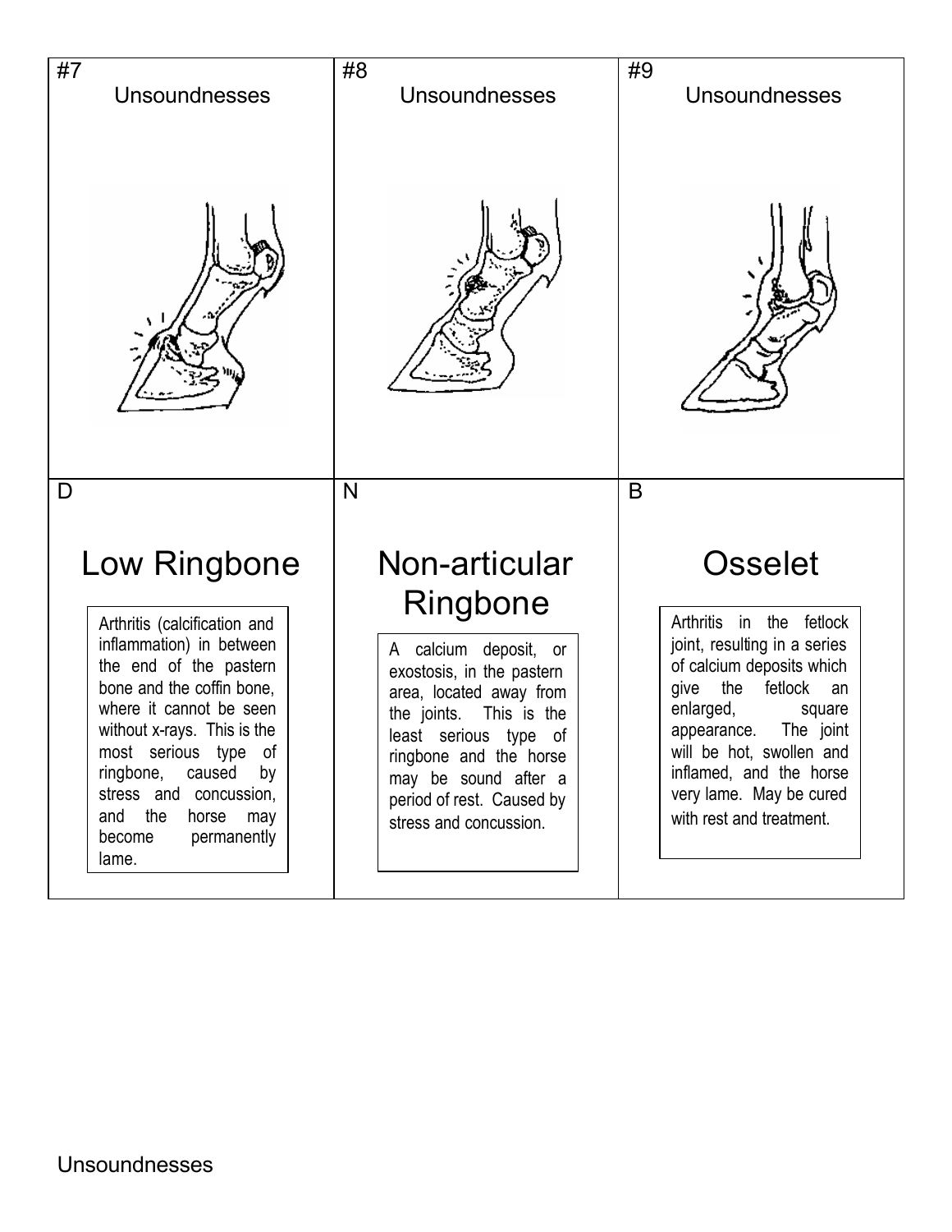| #7 Unsoundnesses | #8 Unsoundnesses | #9 Unsoundnesses |
| --- | --- | --- |
| D | N | B |
| **Low Ringbone** | **Non-articular Ringbone** | **Osselet** |
| Arthritis (calcification and inflammation) in between the end of the pastern bone and the coffin bone, where it cannot be seen without x-rays. This is the most serious type of ringbone, caused by stress and concussion, and the horse may become permanently lame. | A calcium deposit, or exostosis, in the pastern area, located away from the joints. This is the least serious type of ringbone and the horse may be sound after a period of rest. Caused by stress and concussion. | Arthritis in the fetlock joint, resulting in a series of calcium deposits which give the fetlock an enlarged, square appearance. The joint will be hot, swollen and inflamed, and the horse very lame. May be cured with rest and treatment. |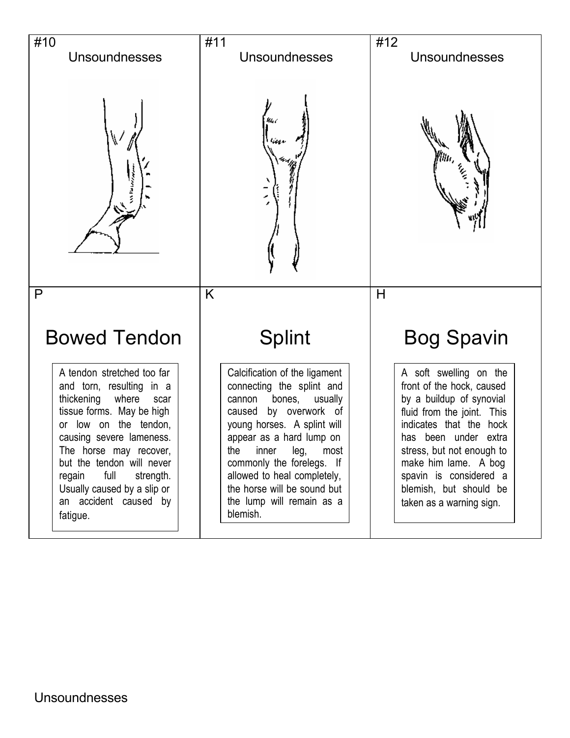| #10 Unsoundnesses | #11 Unsoundnesses | #12 Unsoundnesses |
| --- | --- | --- |
| P | K | H |
| **Bowed Tendon** | **Splint** | **Bog Spavin** |
| A tendon stretched too far and torn, resulting in a thickening where scar tissue forms. May be high or low on the tendon, causing severe lameness. The horse may recover, but the tendon will never regain full strength. Usually caused by a slip or an accident caused by fatigue. | Calcification of the ligament connecting the splint and cannon bones, usually caused by overwork of young horses. A splint will appear as a hard lump on the inner leg, most commonly the forelegs. If allowed to heal completely, the horse will be sound but the lump will remain as a blemish. | A soft swelling on the front of the hock, caused by a buildup of synovial fluid from the joint. This indicates that the hock has been under extra stress, but not enough to make him lame. A bog spavin is considered a blemish, but should be taken as a warning sign. |

Unsoundnesses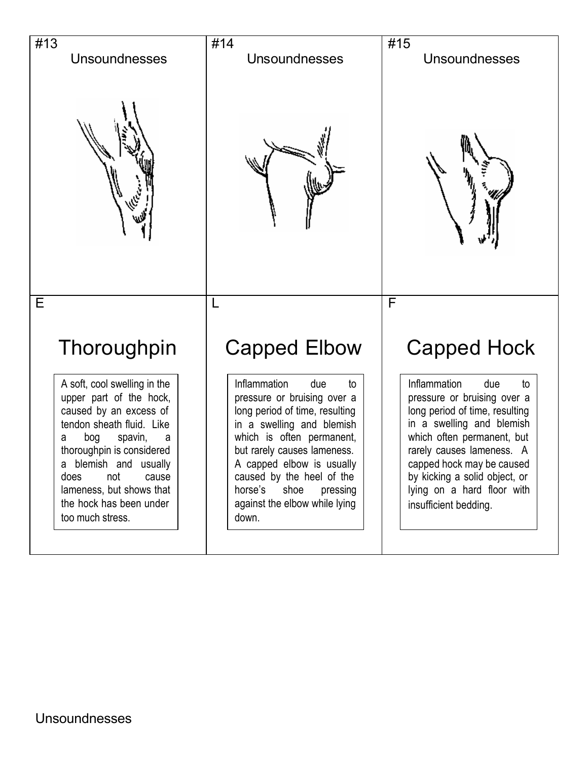| #13 Unsoundnesses | #14 Unsoundnesses | #15 Unsoundnesses |
| --- | --- | --- |
| | | |

| E | L | F |
| --- | --- | --- |
| **Thoroughpin** | **Capped Elbow** | **Capped Hock** |
| A soft, cool swelling in the upper part of the hock, caused by an excess of tendon sheath fluid. Like a bog spavin, a thoroughpin is considered a blemish and usually does not cause lameness, but shows that the hock has been under too much stress. | Inflammation due to pressure or bruising over a long period of time, resulting in a swelling and blemish which is often permanent, but rarely causes lameness. A capped elbow is usually caused by the heel of the horse's shoe pressing against the elbow while lying down. | Inflammation due to pressure or bruising over a long period of time, resulting in a swelling and blemish which often permanent, but rarely causes lameness. A capped hock may be caused by kicking a solid object, or lying on a hard floor with insufficient bedding. |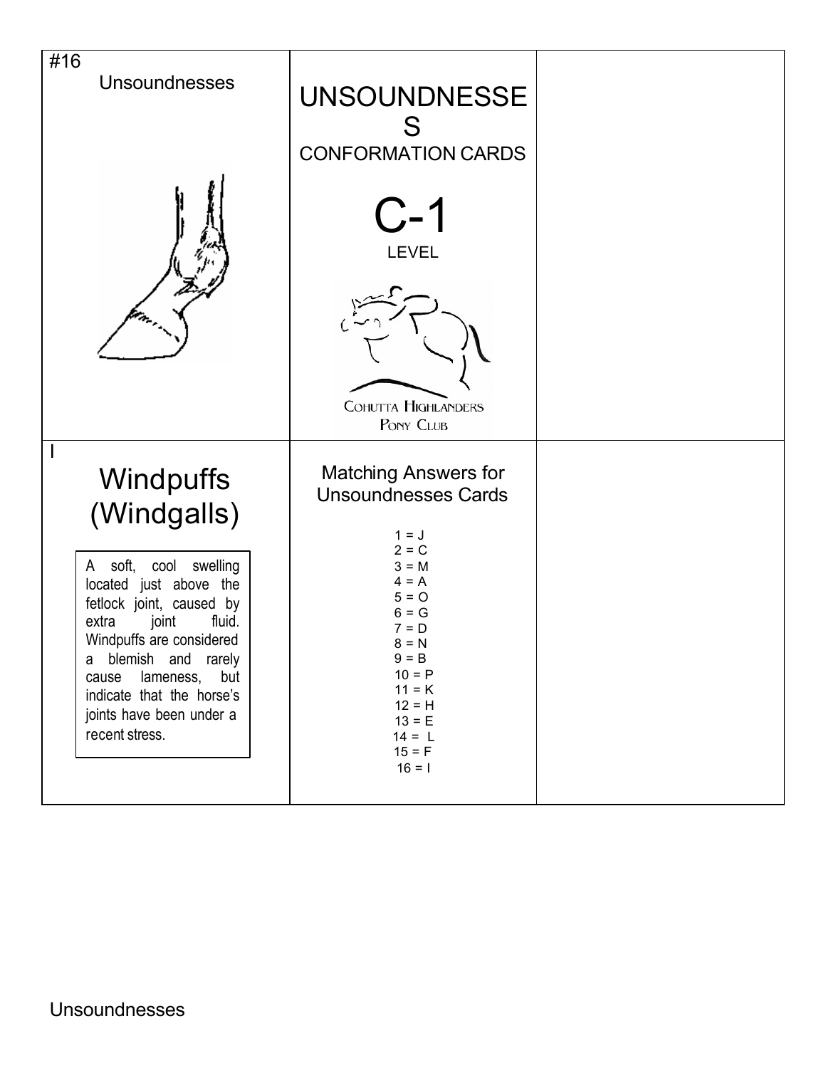#16

Unsoundnesses

UNSOUNDNESSES

CONFORMATION CARDS

C-1

LEVEL

COHUTTA HIGHLANDERS PONY CLUB

I

## Windpuffs (Windgalls)

A soft, cool swelling located just above the fetlock joint, caused by extra joint fluid. Windpuffs are considered a blemish and rarely cause lameness, but indicate that the horse's joints have been under a recent stress.

Matching Answers for Unsoundnesses Cards

1 = J
2 = C
3 = M
4 = A
5 = O
6 = G
7 = D
8 = N
9 = B
10 = P
11 = K
12 = H
13 = E
14 = L
15 = F
16 = I